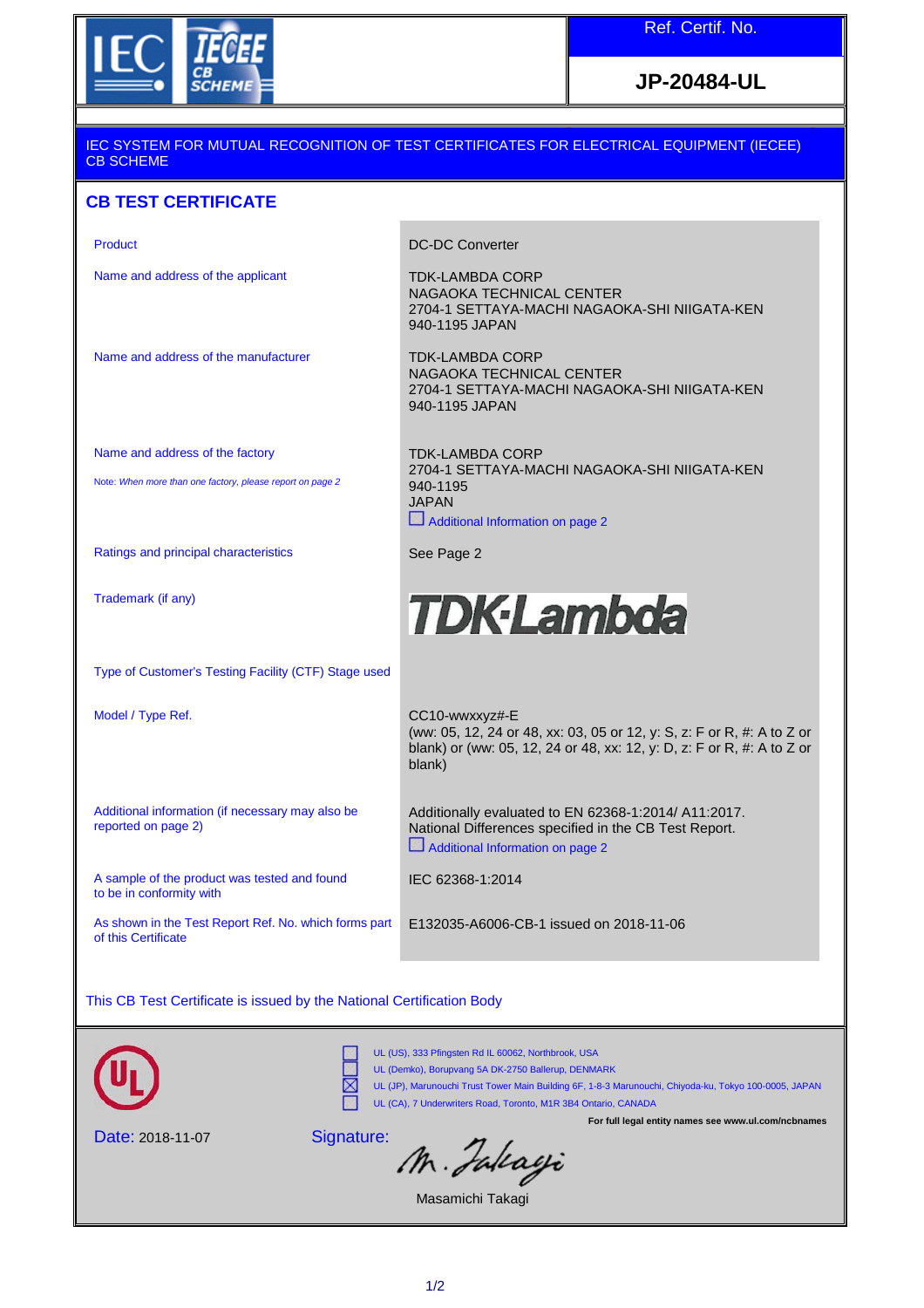IEC IECEE CB SCHEME

| Ref. Certif. No. |
|---|
| **JP-20484-UL** |

IEC SYSTEM FOR MUTUAL RECOGNITION OF TEST CERTIFICATES FOR ELECTRICAL EQUIPMENT (IECEE) CB SCHEME

## CB TEST CERTIFICATE

| | |
|---|---|
| Product | DC-DC Converter |
| Name and address of the applicant | TDK-LAMBDA CORP<br>NAGAOKA TECHNICAL CENTER<br>2704-1 SETTAYA-MACHI NAGAOKA-SHI NIIGATA-KEN<br>940-1195 JAPAN |
| Name and address of the manufacturer | TDK-LAMBDA CORP<br>NAGAOKA TECHNICAL CENTER<br>2704-1 SETTAYA-MACHI NAGAOKA-SHI NIIGATA-KEN<br>940-1195 JAPAN |
| Name and address of the factory<br>Note: *When more than one factory, please report on page 2* | TDK-LAMBDA CORP<br>2704-1 SETTAYA-MACHI NAGAOKA-SHI NIIGATA-KEN<br>940-1195<br>JAPAN<br>☐ Additional Information on page 2 |
| Ratings and principal characteristics | See Page 2 |
| Trademark (if any) | TDK-Lambda |
| Type of Customer's Testing Facility (CTF) Stage used | |
| Model / Type Ref. | CC10-wwxxyz#-E<br>(ww: 05, 12, 24 or 48, xx: 03, 05 or 12, y: S, z: F or R, #: A to Z or blank) or (ww: 05, 12, 24 or 48, xx: 12, y: D, z: F or R, #: A to Z or blank) |
| Additional information (if necessary may also be reported on page 2) | Additionally evaluated to EN 62368-1:2014/ A11:2017.<br>National Differences specified in the CB Test Report.<br>☐ Additional Information on page 2 |
| A sample of the product was tested and found to be in conformity with | IEC 62368-1:2014 |
| As shown in the Test Report Ref. No. which forms part of this Certificate | E132035-A6006-CB-1 issued on 2018-11-06 |

This CB Test Certificate is issued by the National Certification Body

UL

- ☐ UL (US), 333 Pfingsten Rd IL 60062, Northbrook, USA
- ☐ UL (Demko), Borupvang 5A DK-2750 Ballerup, DENMARK
- ☒ UL (JP), Marunouchi Trust Tower Main Building 6F, 1-8-3 Marunouchi, Chiyoda-ku, Tokyo 100-0005, JAPAN
- ☐ UL (CA), 7 Underwriters Road, Toronto, M1R 3B4 Ontario, CANADA

**For full legal entity names see www.ul.com/ncbnames**

Date: 2018-11-07

Signature: M. Takagi

Masamichi Takagi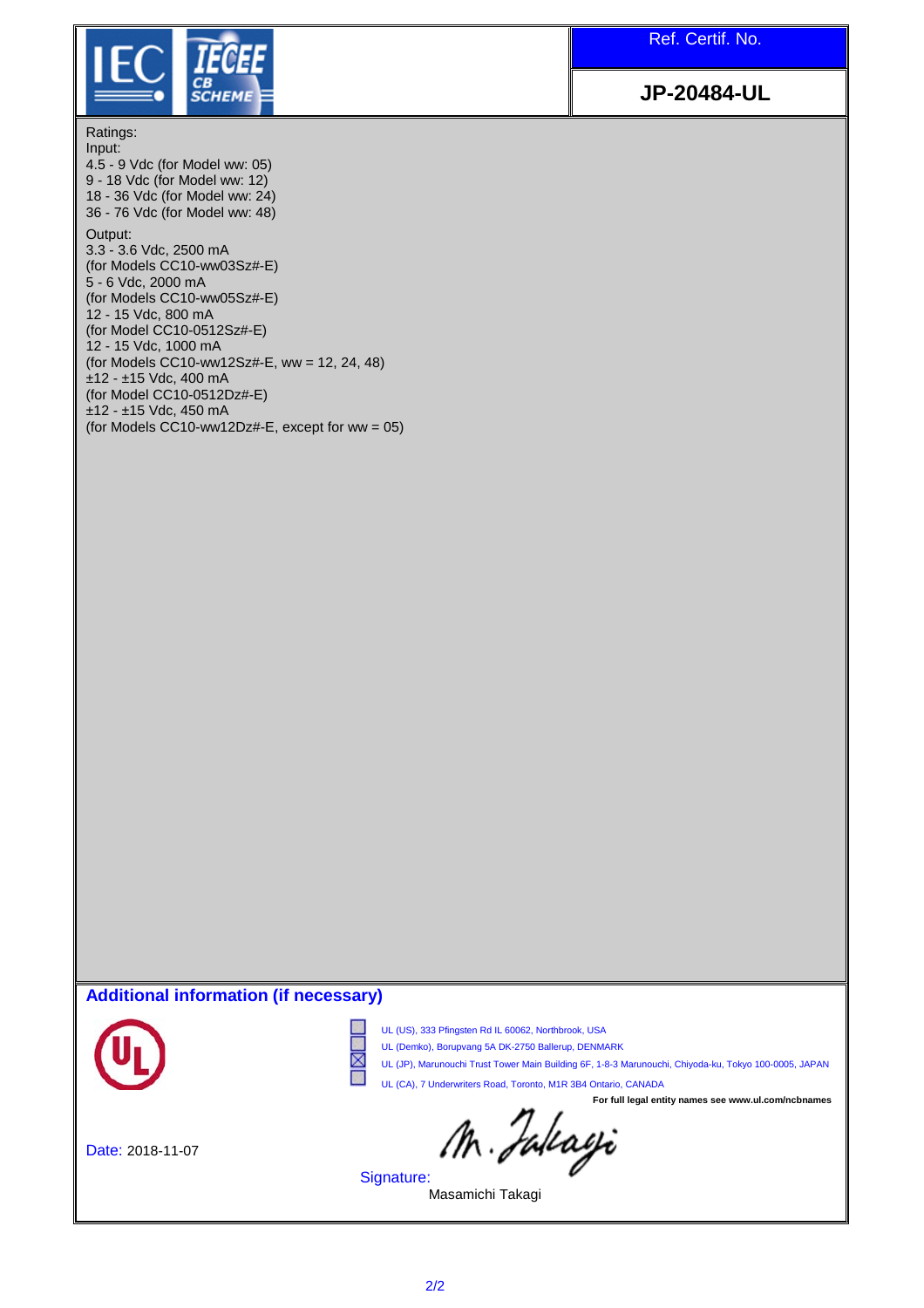Ref. Certif. No.

**JP-20484-UL**

Ratings:
Input:
4.5 - 9 Vdc (for Model ww: 05)
9 - 18 Vdc (for Model ww: 12)
18 - 36 Vdc (for Model ww: 24)
36 - 76 Vdc (for Model ww: 48)

Output:
3.3 - 3.6 Vdc, 2500 mA
(for Models CC10-ww03Sz#-E)
5 - 6 Vdc, 2000 mA
(for Models CC10-ww05Sz#-E)
12 - 15 Vdc, 800 mA
(for Model CC10-0512Sz#-E)
12 - 15 Vdc, 1000 mA
(for Models CC10-ww12Sz#-E, ww = 12, 24, 48)
±12 - ±15 Vdc, 400 mA
(for Model CC10-0512Dz#-E)
±12 - ±15 Vdc, 450 mA
(for Models CC10-ww12Dz#-E, except for ww = 05)

## Additional information (if necessary)

☐ UL (US), 333 Pfingsten Rd IL 60062, Northbrook, USA
☐ UL (Demko), Borupvang 5A DK-2750 Ballerup, DENMARK
☒ UL (JP), Marunouchi Trust Tower Main Building 6F, 1-8-3 Marunouchi, Chiyoda-ku, Tokyo 100-0005, JAPAN
☐ UL (CA), 7 Underwriters Road, Toronto, M1R 3B4 Ontario, CANADA

**For full legal entity names see www.ul.com/ncbnames**

Date: 2018-11-07

Signature:
Masamichi Takagi